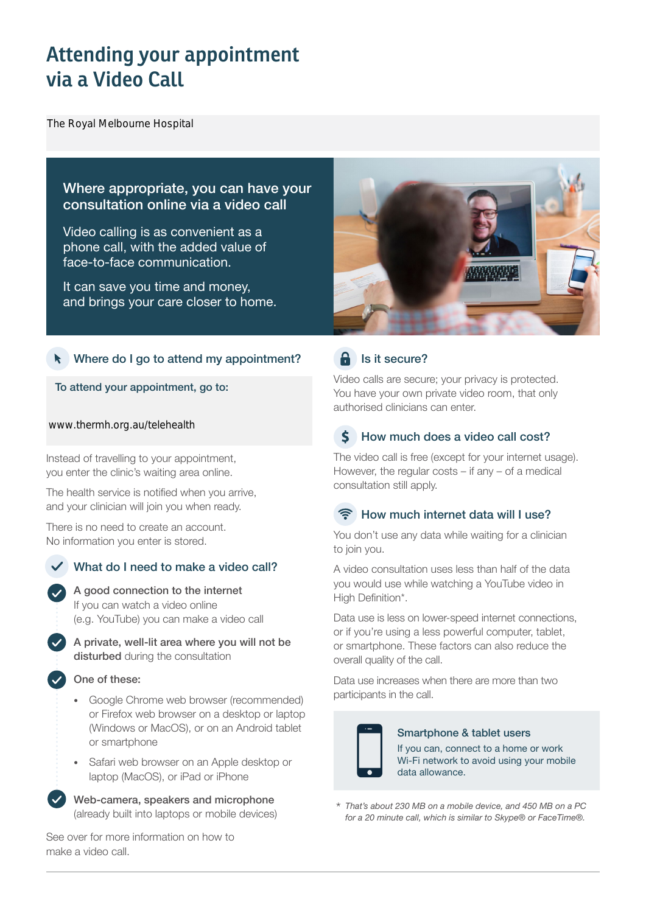# Attending your appointment via a Video Call

The Royal Melbourne Hospital

**Where appropriate, you can have your consultation online via a video call**

Video calling is as convenient as a phone call, with the added value of face-to-face communication.

It can save you time and money, and brings your care closer to home.

## Where do I go to attend my appointment?

**To attend your appointment, go to:**

www.thermh.org.au/telehealth

Instead of travelling to your appointment, you enter the clinic's waiting area online.

The health service is notified when you arrive, and your clinician will join you when ready.

There is no need to create an account. No information you enter is stored.

## What do I need to make a video call?

- **A good connection to the internet**
  If you can watch a video online (e.g. YouTube) you can make a video call
- **A private, well-lit area where you will not be disturbed** during the consultation
- **One of these:**
  - Google Chrome web browser (recommended) or Firefox web browser on a desktop or laptop (Windows or MacOS), or on an Android tablet or smartphone
  - Safari web browser on an Apple desktop or laptop (MacOS), or iPad or iPhone
- **Web-camera, speakers and microphone** (already built into laptops or mobile devices)

See over for more information on how to make a video call.

## Is it secure?

Video calls are secure; your privacy is protected. You have your own private video room, that only authorised clinicians can enter.

## How much does a video call cost?

The video call is free (except for your internet usage). However, the regular costs – if any – of a medical consultation still apply.

## How much internet data will I use?

You don't use any data while waiting for a clinician to join you.

A video consultation uses less than half of the data you would use while watching a YouTube video in High Definition*.

Data use is less on lower-speed internet connections, or if you're using a less powerful computer, tablet, or smartphone. These factors can also reduce the overall quality of the call.

Data use increases when there are more than two participants in the call.

**Smartphone & tablet users**

If you can, connect to a home or work Wi-Fi network to avoid using your mobile data allowance.

*\* That's about 230 MB on a mobile device, and 450 MB on a PC for a 20 minute call, which is similar to Skype® or FaceTime®.*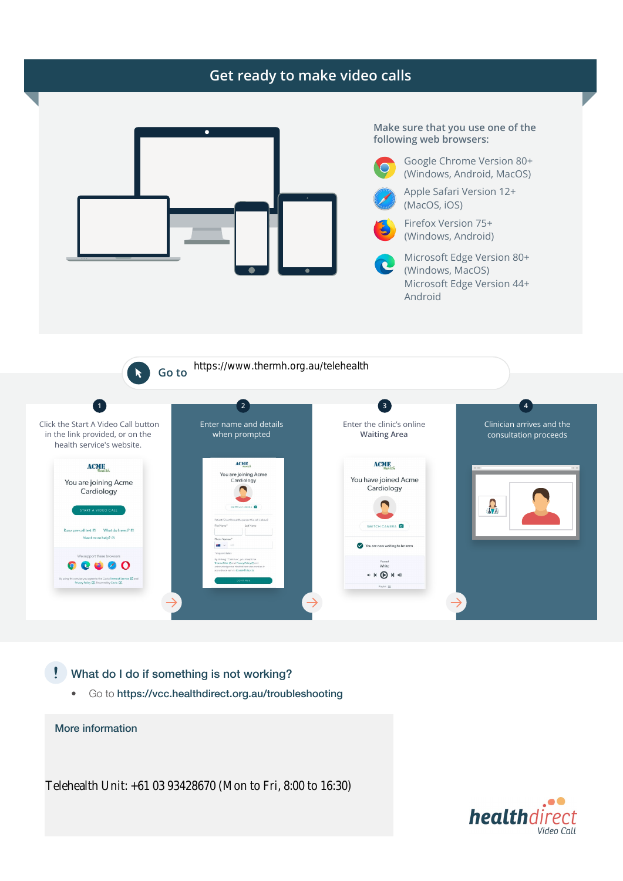# Get ready to make video calls

Make sure that you use one of the following web browsers:

- Google Chrome Version 80+ (Windows, Android, MacOS)
- Apple Safari Version 12+ (MacOS, iOS)
- Firefox Version 75+ (Windows, Android)
- Microsoft Edge Version 80+ (Windows, MacOS)
  Microsoft Edge Version 44+ Android

Go to https://www.thermh.org.au/telehealth

1. Click the Start A Video Call button in the link provided, or on the health service's website.
2. Enter name and details when prompted
3. Enter the clinic's online Waiting Area
4. Clinician arrives and the consultation proceeds

## What do I do if something is not working?

- Go to **https://vcc.healthdirect.org.au/troubleshooting**

## More information

Telehealth Unit: +61 03 93428670 (Mon to Fri, 8:00 to 16:30)

healthdirect Video Call